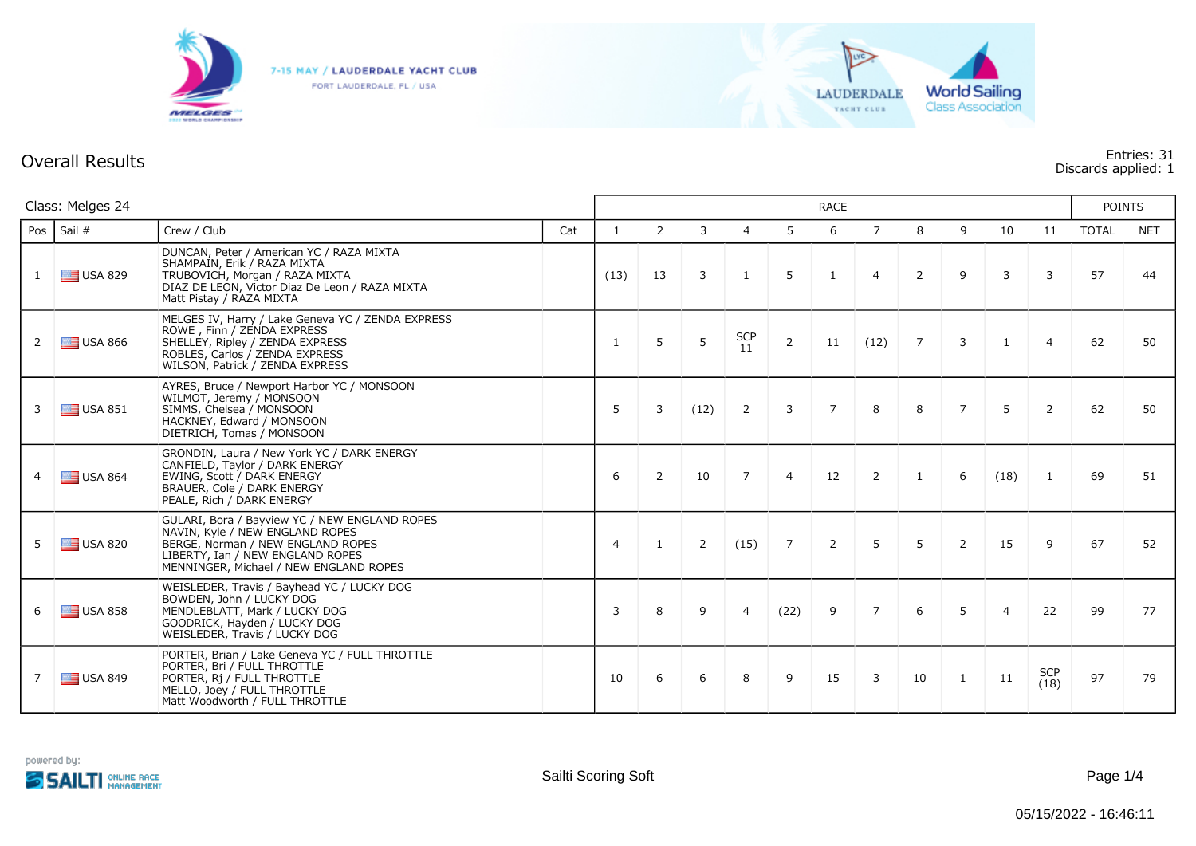7-15 MAY / LAUDERDALE YACHT CLUB

FORT LAUDERDALE, FL / USA

# Overall Results

Entries: 31
Discards applied: 1

Class: Melges 24

| Pos | Sail # | Crew / Club | Cat | 1 | 2 | 3 | 4 | 5 | 6 | 7 | 8 | 9 | 10 | 11 | TOTAL | NET |
|---|---|---|---|---|---|---|---|---|---|---|---|---|---|---|---|---|
| 1 | USA 829 | DUNCAN, Peter / American YC / RAZA MIXTA<br>SHAMPAIN, Erik / RAZA MIXTA<br>TRUBOVICH, Morgan / RAZA MIXTA<br>DIAZ DE LEON, Victor Diaz De Leon / RAZA MIXTA<br>Matt Pistay / RAZA MIXTA | | (13) | 13 | 3 | 1 | 5 | 1 | 4 | 2 | 9 | 3 | 3 | 57 | 44 |
| 2 | USA 866 | MELGES IV, Harry / Lake Geneva YC / ZENDA EXPRESS<br>ROWE , Finn / ZENDA EXPRESS<br>SHELLEY, Ripley / ZENDA EXPRESS<br>ROBLES, Carlos / ZENDA EXPRESS<br>WILSON, Patrick / ZENDA EXPRESS | | 1 | 5 | 5 | SCP 11 | 2 | 11 | (12) | 7 | 3 | 1 | 4 | 62 | 50 |
| 3 | USA 851 | AYRES, Bruce / Newport Harbor YC / MONSOON<br>WILMOT, Jeremy / MONSOON<br>SIMMS, Chelsea / MONSOON<br>HACKNEY, Edward / MONSOON<br>DIETRICH, Tomas / MONSOON | | 5 | 3 | (12) | 2 | 3 | 7 | 8 | 8 | 7 | 5 | 2 | 62 | 50 |
| 4 | USA 864 | GRONDIN, Laura / New York YC / DARK ENERGY<br>CANFIELD, Taylor / DARK ENERGY<br>EWING, Scott / DARK ENERGY<br>BRAUER, Cole / DARK ENERGY<br>PEALE, Rich / DARK ENERGY | | 6 | 2 | 10 | 7 | 4 | 12 | 2 | 1 | 6 | (18) | 1 | 69 | 51 |
| 5 | USA 820 | GULARI, Bora / Bayview YC / NEW ENGLAND ROPES<br>NAVIN, Kyle / NEW ENGLAND ROPES<br>BERGE, Norman / NEW ENGLAND ROPES<br>LIBERTY, Ian / NEW ENGLAND ROPES<br>MENNINGER, Michael / NEW ENGLAND ROPES | | 4 | 1 | 2 | (15) | 7 | 2 | 5 | 5 | 2 | 15 | 9 | 67 | 52 |
| 6 | USA 858 | WEISLEDER, Travis / Bayhead YC / LUCKY DOG<br>BOWDEN, John / LUCKY DOG<br>MENDLEBLATT, Mark / LUCKY DOG<br>GOODRICK, Hayden / LUCKY DOG<br>WEISLEDER, Travis / LUCKY DOG | | 3 | 8 | 9 | 4 | (22) | 9 | 7 | 6 | 5 | 4 | 22 | 99 | 77 |
| 7 | USA 849 | PORTER, Brian / Lake Geneva YC / FULL THROTTLE<br>PORTER, Bri / FULL THROTTLE<br>PORTER, Rj / FULL THROTTLE<br>MELLO, Joey / FULL THROTTLE<br>Matt Woodworth / FULL THROTTLE | | 10 | 6 | 6 | 8 | 9 | 15 | 3 | 10 | 1 | 11 | SCP (18) | 97 | 79 |

powered by: SAILTI ONLINE RACE MANAGEMENT

Sailti Scoring Soft

05/15/2022 - 16:46:11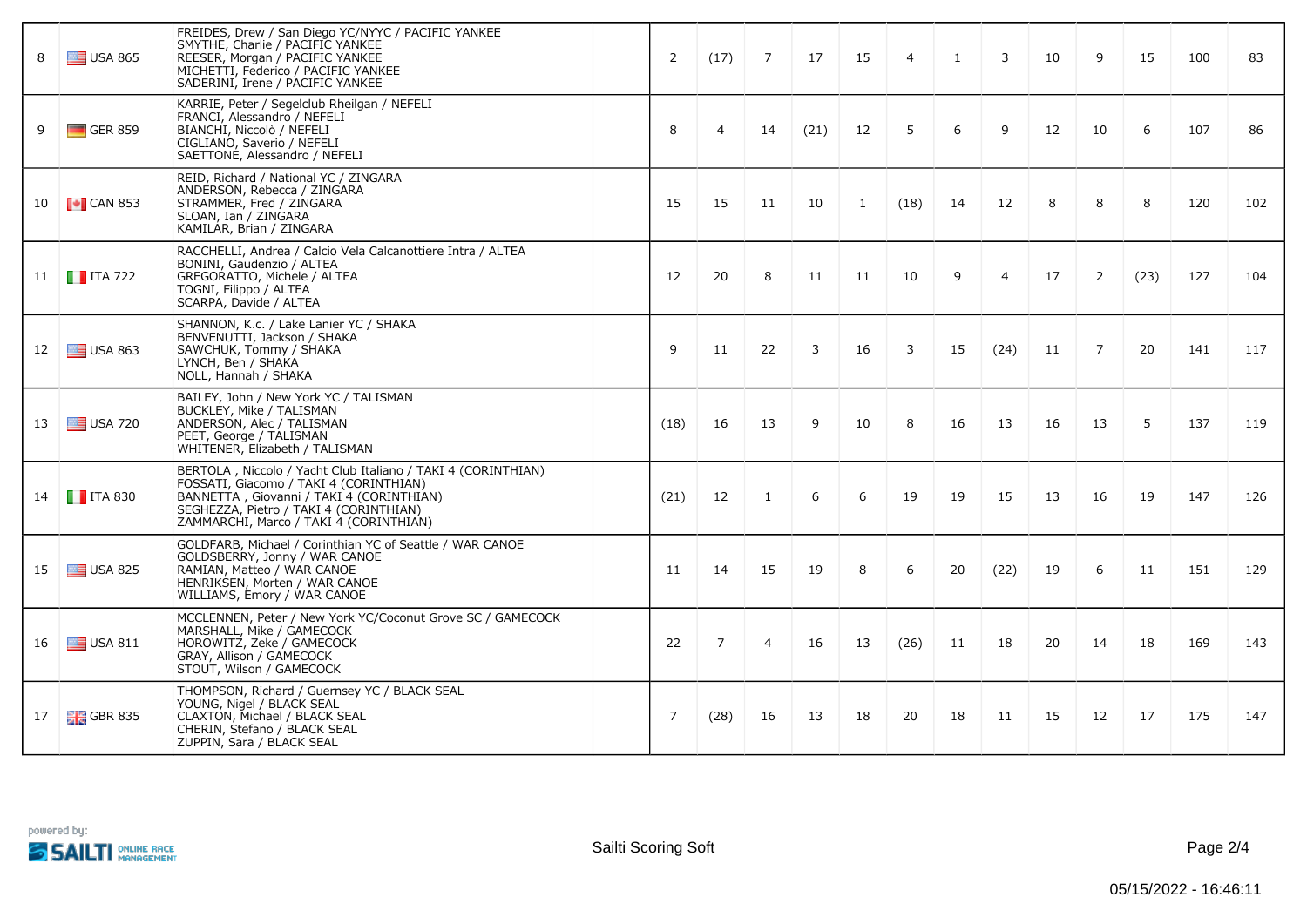| | | | | | | | | | | | | | | | |
|---|---|---|---|---|---|---|---|---|---|---|---|---|---|---|---|
| 8 | USA 865 | FREIDES, Drew / San Diego YC/NYYC / PACIFIC YANKEE<br>SMYTHE, Charlie / PACIFIC YANKEE<br>REESER, Morgan / PACIFIC YANKEE<br>MICHETTI, Federico / PACIFIC YANKEE<br>SADERINI, Irene / PACIFIC YANKEE | 2 | (17) | 7 | 17 | 15 | 4 | 1 | 3 | 10 | 9 | 15 | 100 | 83 |
| 9 | GER 859 | KARRIE, Peter / Segelclub Rheilgan / NEFELI<br>FRANCI, Alessandro / NEFELI<br>BIANCHI, Niccolò / NEFELI<br>CIGLIANO, Saverio / NEFELI<br>SAETTONE, Alessandro / NEFELI | 8 | 4 | 14 | (21) | 12 | 5 | 6 | 9 | 12 | 10 | 6 | 107 | 86 |
| 10 | CAN 853 | REID, Richard / National YC / ZINGARA<br>ANDERSON, Rebecca / ZINGARA<br>STRAMMER, Fred / ZINGARA<br>SLOAN, Ian / ZINGARA<br>KAMILAR, Brian / ZINGARA | 15 | 15 | 11 | 10 | 1 | (18) | 14 | 12 | 8 | 8 | 8 | 120 | 102 |
| 11 | ITA 722 | RACCHELLI, Andrea / Calcio Vela Calcanottiere Intra / ALTEA<br>BONINI, Gaudenzio / ALTEA<br>GREGORATTO, Michele / ALTEA<br>TOGNI, Filippo / ALTEA<br>SCARPA, Davide / ALTEA | 12 | 20 | 8 | 11 | 11 | 10 | 9 | 4 | 17 | 2 | (23) | 127 | 104 |
| 12 | USA 863 | SHANNON, K.c. / Lake Lanier YC / SHAKA<br>BENVENUTTI, Jackson / SHAKA<br>SAWCHUK, Tommy / SHAKA<br>LYNCH, Ben / SHAKA<br>NOLL, Hannah / SHAKA | 9 | 11 | 22 | 3 | 16 | 3 | 15 | (24) | 11 | 7 | 20 | 141 | 117 |
| 13 | USA 720 | BAILEY, John / New York YC / TALISMAN<br>BUCKLEY, Mike / TALISMAN<br>ANDERSON, Alec / TALISMAN<br>PEET, George / TALISMAN<br>WHITENER, Elizabeth / TALISMAN | (18) | 16 | 13 | 9 | 10 | 8 | 16 | 13 | 16 | 13 | 5 | 137 | 119 |
| 14 | ITA 830 | BERTOLA , Niccolo / Yacht Club Italiano / TAKI 4 (CORINTHIAN)<br>FOSSATI, Giacomo / TAKI 4 (CORINTHIAN)<br>BANNETTA , Giovanni / TAKI 4 (CORINTHIAN)<br>SEGHEZZA, Pietro / TAKI 4 (CORINTHIAN)<br>ZAMMARCHI, Marco / TAKI 4 (CORINTHIAN) | (21) | 12 | 1 | 6 | 6 | 19 | 19 | 15 | 13 | 16 | 19 | 147 | 126 |
| 15 | USA 825 | GOLDFARB, Michael / Corinthian YC of Seattle / WAR CANOE<br>GOLDSBERRY, Jonny / WAR CANOE<br>RAMIAN, Matteo / WAR CANOE<br>HENRIKSEN, Morten / WAR CANOE<br>WILLIAMS, Emory / WAR CANOE | 11 | 14 | 15 | 19 | 8 | 6 | 20 | (22) | 19 | 6 | 11 | 151 | 129 |
| 16 | USA 811 | MCCLENNEN, Peter / New York YC/Coconut Grove SC / GAMECOCK<br>MARSHALL, Mike / GAMECOCK<br>HOROWITZ, Zeke / GAMECOCK<br>GRAY, Allison / GAMECOCK<br>STOUT, Wilson / GAMECOCK | 22 | 7 | 4 | 16 | 13 | (26) | 11 | 18 | 20 | 14 | 18 | 169 | 143 |
| 17 | GBR 835 | THOMPSON, Richard / Guernsey YC / BLACK SEAL<br>YOUNG, Nigel / BLACK SEAL<br>CLAXTON, Michael / BLACK SEAL<br>CHERIN, Stefano / BLACK SEAL<br>ZUPPIN, Sara / BLACK SEAL | 7 | (28) | 16 | 13 | 18 | 20 | 18 | 11 | 15 | 12 | 17 | 175 | 147 |

powered by: SAILTI ONLINE RACE MANAGEMENT

Sailti Scoring Soft

05/15/2022 - 16:46:11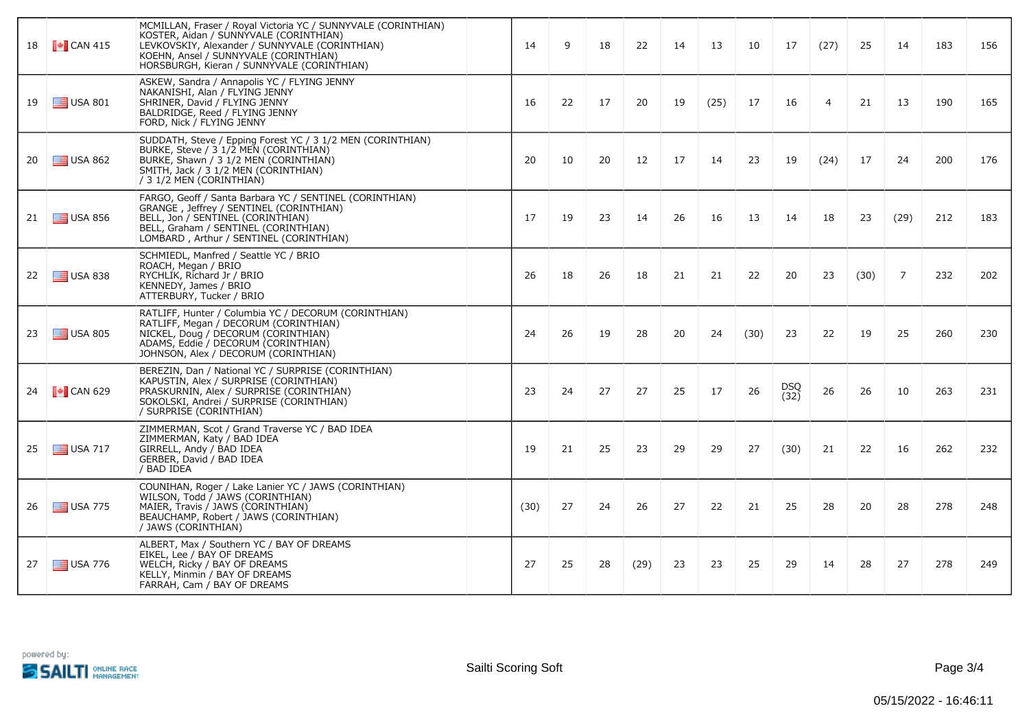| 18 | CAN 415 | MCMILLAN, Fraser / Royal Victoria YC / SUNNYVALE (CORINTHIAN)<br>KOSTER, Aidan / SUNNYVALE (CORINTHIAN)<br>LEVKOVSKIY, Alexander / SUNNYVALE (CORINTHIAN)<br>KOEHN, Ansel / SUNNYVALE (CORINTHIAN)<br>HORSBURGH, Kieran / SUNNYVALE (CORINTHIAN) | 14 | 9 | 18 | 22 | 14 | 13 | 10 | 17 | (27) | 25 | 14 | 183 | 156 |
|---|---|---|---|---|---|---|---|---|---|---|---|---|---|---|---|
| 19 | USA 801 | ASKEW, Sandra / Annapolis YC / FLYING JENNY<br>NAKANISHI, Alan / FLYING JENNY<br>SHRINER, David / FLYING JENNY<br>BALDRIDGE, Reed / FLYING JENNY<br>FORD, Nick / FLYING JENNY | 16 | 22 | 17 | 20 | 19 | (25) | 17 | 16 | 4 | 21 | 13 | 190 | 165 |
| 20 | USA 862 | SUDDATH, Steve / Epping Forest YC / 3 1/2 MEN (CORINTHIAN)<br>BURKE, Steve / 3 1/2 MEN (CORINTHIAN)<br>BURKE, Shawn / 3 1/2 MEN (CORINTHIAN)<br>SMITH, Jack / 3 1/2 MEN (CORINTHIAN)<br>/ 3 1/2 MEN (CORINTHIAN) | 20 | 10 | 20 | 12 | 17 | 14 | 23 | 19 | (24) | 17 | 24 | 200 | 176 |
| 21 | USA 856 | FARGO, Geoff / Santa Barbara YC / SENTINEL (CORINTHIAN)<br>GRANGE , Jeffrey / SENTINEL (CORINTHIAN)<br>BELL, Jon / SENTINEL (CORINTHIAN)<br>BELL, Graham / SENTINEL (CORINTHIAN)<br>LOMBARD , Arthur / SENTINEL (CORINTHIAN) | 17 | 19 | 23 | 14 | 26 | 16 | 13 | 14 | 18 | 23 | (29) | 212 | 183 |
| 22 | USA 838 | SCHMIEDL, Manfred / Seattle YC / BRIO<br>ROACH, Megan / BRIO<br>RYCHLIK, Richard Jr / BRIO<br>KENNEDY, James / BRIO<br>ATTERBURY, Tucker / BRIO | 26 | 18 | 26 | 18 | 21 | 21 | 22 | 20 | 23 | (30) | 7 | 232 | 202 |
| 23 | USA 805 | RATLIFF, Hunter / Columbia YC / DECORUM (CORINTHIAN)<br>RATLIFF, Megan / DECORUM (CORINTHIAN)<br>NICKEL, Doug / DECORUM (CORINTHIAN)<br>ADAMS, Eddie / DECORUM (CORINTHIAN)<br>JOHNSON, Alex / DECORUM (CORINTHIAN) | 24 | 26 | 19 | 28 | 20 | 24 | (30) | 23 | 22 | 19 | 25 | 260 | 230 |
| 24 | CAN 629 | BEREZIN, Dan / National YC / SURPRISE (CORINTHIAN)<br>KAPUSTIN, Alex / SURPRISE (CORINTHIAN)<br>PRASKURNIN, Alex / SURPRISE (CORINTHIAN)<br>SOKOLSKI, Andrei / SURPRISE (CORINTHIAN)<br>/ SURPRISE (CORINTHIAN) | 23 | 24 | 27 | 27 | 25 | 17 | 26 | DSQ (32) | 26 | 26 | 10 | 263 | 231 |
| 25 | USA 717 | ZIMMERMAN, Scot / Grand Traverse YC / BAD IDEA<br>ZIMMERMAN, Katy / BAD IDEA<br>GIRRELL, Andy / BAD IDEA<br>GERBER, David / BAD IDEA<br>/ BAD IDEA | 19 | 21 | 25 | 23 | 29 | 29 | 27 | (30) | 21 | 22 | 16 | 262 | 232 |
| 26 | USA 775 | COUNIHAN, Roger / Lake Lanier YC / JAWS (CORINTHIAN)<br>WILSON, Todd / JAWS (CORINTHIAN)<br>MAIER, Travis / JAWS (CORINTHIAN)<br>BEAUCHAMP, Robert / JAWS (CORINTHIAN)<br>/ JAWS (CORINTHIAN) | (30) | 27 | 24 | 26 | 27 | 22 | 21 | 25 | 28 | 20 | 28 | 278 | 248 |
| 27 | USA 776 | ALBERT, Max / Southern YC / BAY OF DREAMS<br>EIKEL, Lee / BAY OF DREAMS<br>WELCH, Ricky / BAY OF DREAMS<br>KELLY, Minmin / BAY OF DREAMS<br>FARRAH, Cam / BAY OF DREAMS | 27 | 25 | 28 | (29) | 23 | 23 | 25 | 29 | 14 | 28 | 27 | 278 | 249 |

powered by: SAILTI ONLINE RACE MANAGEMENT

Sailti Scoring Soft

05/15/2022 - 16:46:11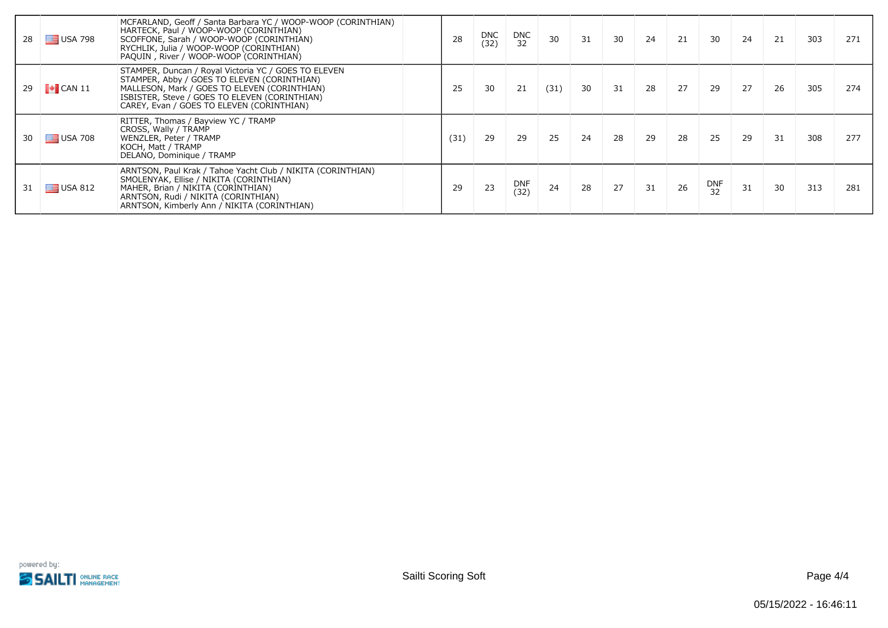| | | | | | | | | | | | | | | | | |
|---|---|---|---|---|---|---|---|---|---|---|---|---|---|---|---|---|
| 28 | USA 798 | MCFARLAND, Geoff / Santa Barbara YC / WOOP-WOOP (CORINTHIAN)<br>HARTECK, Paul / WOOP-WOOP (CORINTHIAN)<br>SCOFFONE, Sarah / WOOP-WOOP (CORINTHIAN)<br>RYCHLIK, Julia / WOOP-WOOP (CORINTHIAN)<br>PAQUIN , River / WOOP-WOOP (CORINTHIAN) | 28 | DNC (32) | DNC 32 | 30 | 31 | 30 | 24 | 21 | 30 | 24 | 21 | 303 | 271 |
| 29 | CAN 11 | STAMPER, Duncan / Royal Victoria YC / GOES TO ELEVEN<br>STAMPER, Abby / GOES TO ELEVEN (CORINTHIAN)<br>MALLESON, Mark / GOES TO ELEVEN (CORINTHIAN)<br>ISBISTER, Steve / GOES TO ELEVEN (CORINTHIAN)<br>CAREY, Evan / GOES TO ELEVEN (CORINTHIAN) | 25 | 30 | 21 | (31) | 30 | 31 | 28 | 27 | 29 | 27 | 26 | 305 | 274 |
| 30 | USA 708 | RITTER, Thomas / Bayview YC / TRAMP<br>CROSS, Wally / TRAMP<br>WENZLER, Peter / TRAMP<br>KOCH, Matt / TRAMP<br>DELANO, Dominique / TRAMP | (31) | 29 | 29 | 25 | 24 | 28 | 29 | 28 | 25 | 29 | 31 | 308 | 277 |
| 31 | USA 812 | ARNTSON, Paul Krak / Tahoe Yacht Club / NIKITA (CORINTHIAN)<br>SMOLENYAK, Ellise / NIKITA (CORINTHIAN)<br>MAHER, Brian / NIKITA (CORINTHIAN)<br>ARNTSON, Rudi / NIKITA (CORINTHIAN)<br>ARNTSON, Kimberly Ann / NIKITA (CORINTHIAN) | 29 | 23 | DNF (32) | 24 | 28 | 27 | 31 | 26 | DNF 32 | 31 | 30 | 313 | 281 |

powered by: SAILTI ONLINE RACE MANAGEMENT

Sailti Scoring Soft

05/15/2022 - 16:46:11